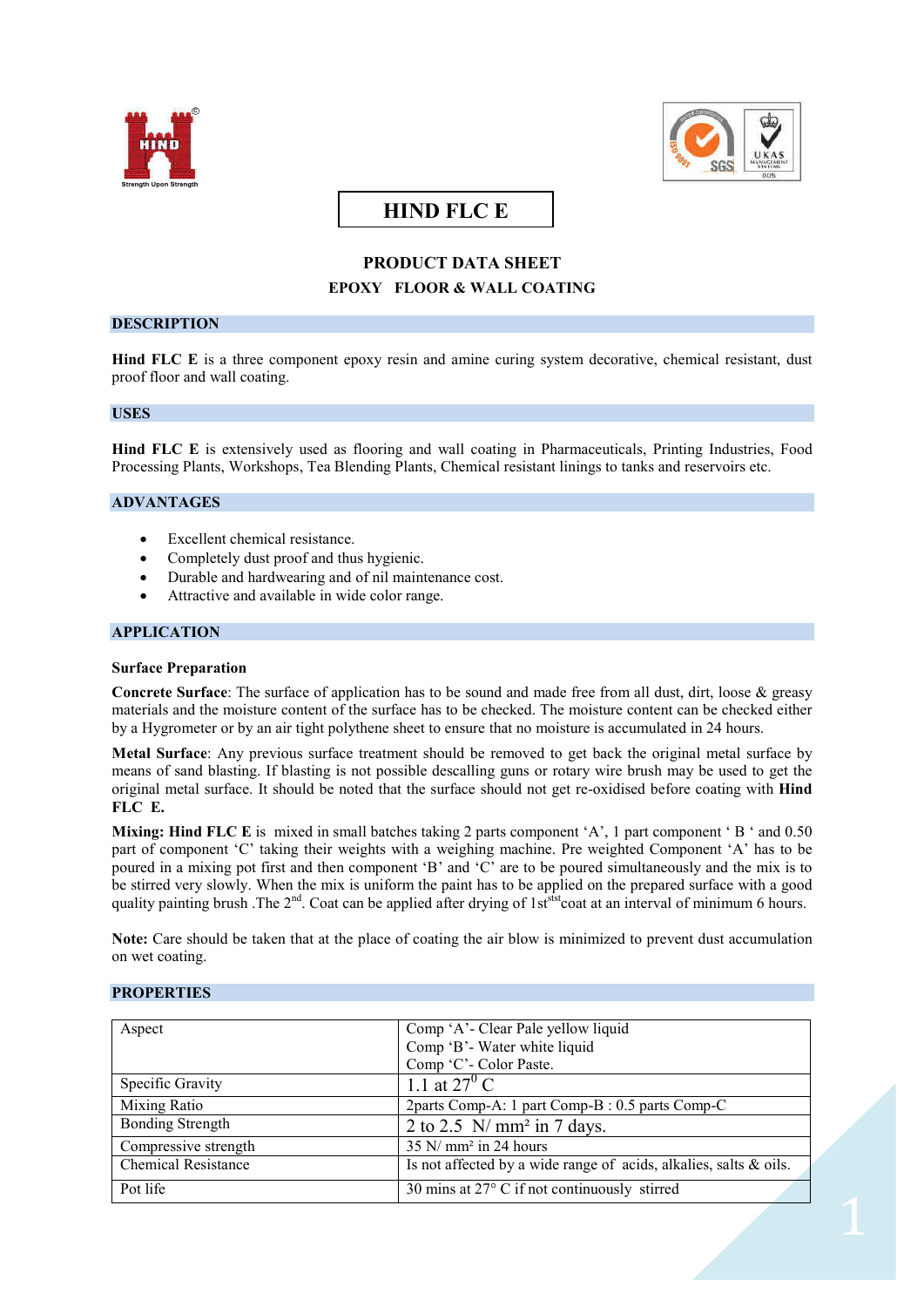# HIND FLC E

## PRODUCT DATA SHEET

### EPOXY FLOOR & WALL COATING

## DESCRIPTION

**Hind FLC E** is a three component epoxy resin and amine curing system decorative, chemical resistant, dust proof floor and wall coating.

## USES

**Hind FLC E** is extensively used as flooring and wall coating in Pharmaceuticals, Printing Industries, Food Processing Plants, Workshops, Tea Blending Plants, Chemical resistant linings to tanks and reservoirs etc.

## ADVANTAGES

- Excellent chemical resistance.
- Completely dust proof and thus hygienic.
- Durable and hardwearing and of nil maintenance cost.
- Attractive and available in wide color range.

## APPLICATION

### Surface Preparation

**Concrete Surface**: The surface of application has to be sound and made free from all dust, dirt, loose & greasy materials and the moisture content of the surface has to be checked. The moisture content can be checked either by a Hygrometer or by an air tight polythene sheet to ensure that no moisture is accumulated in 24 hours.

**Metal Surface**: Any previous surface treatment should be removed to get back the original metal surface by means of sand blasting. If blasting is not possible descalling guns or rotary wire brush may be used to get the original metal surface. It should be noted that the surface should not get re-oxidised before coating with **Hind FLC E.**

**Mixing: Hind FLC E** is mixed in small batches taking 2 parts component 'A', 1 part component ' B ' and 0.50 part of component 'C' taking their weights with a weighing machine. Pre weighted Component 'A' has to be poured in a mixing pot first and then component 'B' and 'C' are to be poured simultaneously and the mix is to be stirred very slowly. When the mix is uniform the paint has to be applied on the prepared surface with a good quality painting brush .The 2nd. Coat can be applied after drying of 1stst coat at an interval of minimum 6 hours.

**Note:** Care should be taken that at the place of coating the air blow is minimized to prevent dust accumulation on wet coating.

## PROPERTIES

| Aspect | Comp 'A'- Clear Pale yellow liquid<br>Comp 'B'- Water white liquid<br>Comp 'C'- Color Paste. |
|---|---|
| Specific Gravity | 1.1 at 27$^0$ C |
| Mixing Ratio | 2parts Comp-A: 1 part Comp-B : 0.5 parts Comp-C |
| Bonding Strength | 2 to 2.5 N/ mm² in 7 days. |
| Compressive strength | 35 N/ mm² in 24 hours |
| Chemical Resistance | Is not affected by a wide range of acids, alkalies, salts & oils. |
| Pot life | 30 mins at 27° C if not continuously stirred |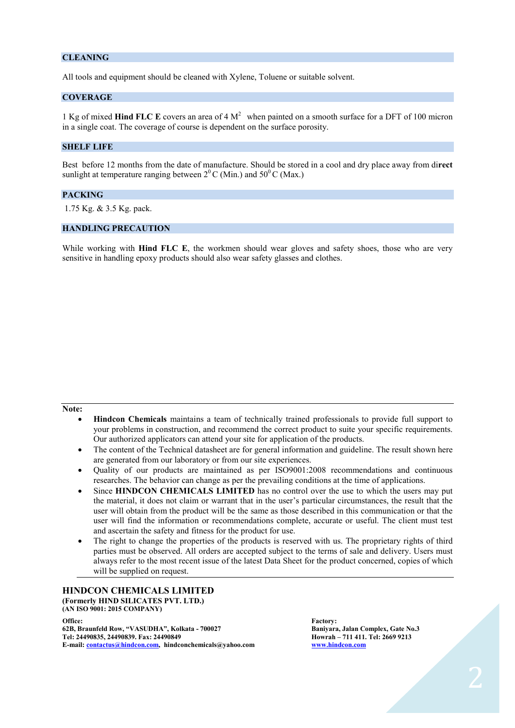## CLEANING

All tools and equipment should be cleaned with Xylene, Toluene or suitable solvent.

## COVERAGE

1 Kg of mixed **Hind FLC E** covers an area of 4 $M^2$ when painted on a smooth surface for a DFT of 100 micron in a single coat. The coverage of course is dependent on the surface porosity.

## SHELF LIFE

Best before 12 months from the date of manufacture. Should be stored in a cool and dry place away from direct sunlight at temperature ranging between $2^0$ C (Min.) and $50^0$ C (Max.)

## PACKING

1.75 Kg. & 3.5 Kg. pack.

## HANDLING PRECAUTION

While working with **Hind FLC E**, the workmen should wear gloves and safety shoes, those who are very sensitive in handling epoxy products should also wear safety glasses and clothes.

---

**Note:**

- **Hindcon Chemicals** maintains a team of technically trained professionals to provide full support to your problems in construction, and recommend the correct product to suite your specific requirements. Our authorized applicators can attend your site for application of the products.
- The content of the Technical datasheet are for general information and guideline. The result shown here are generated from our laboratory or from our site experiences.
- Quality of our products are maintained as per ISO9001:2008 recommendations and continuous researches. The behavior can change as per the prevailing conditions at the time of applications.
- Since **HINDCON CHEMICALS LIMITED** has no control over the use to which the users may put the material, it does not claim or warrant that in the user's particular circumstances, the result that the user will obtain from the product will be the same as those described in this communication or that the user will find the information or recommendations complete, accurate or useful. The client must test and ascertain the safety and fitness for the product for use.
- The right to change the properties of the products is reserved with us. The proprietary rights of third parties must be observed. All orders are accepted subject to the terms of sale and delivery. Users must always refer to the most recent issue of the latest Data Sheet for the product concerned, copies of which will be supplied on request.

---

**HINDCON CHEMICALS LIMITED**
**(Formerly HIND SILICATES PVT. LTD.)**
**(AN ISO 9001: 2015 COMPANY)**

**Office:**
**62B, Braunfeld Row, "VASUDHA", Kolkata - 700027**
**Tel: 24490835, 24490839. Fax: 24490849**
**E-mail: contactus@hindcon.com, hindconchemicals@yahoo.com**

**Factory:**
**Baniyara, Jalan Complex, Gate No.3**
**Howrah – 711 411. Tel: 2669 9213**
**www.hindcon.com**